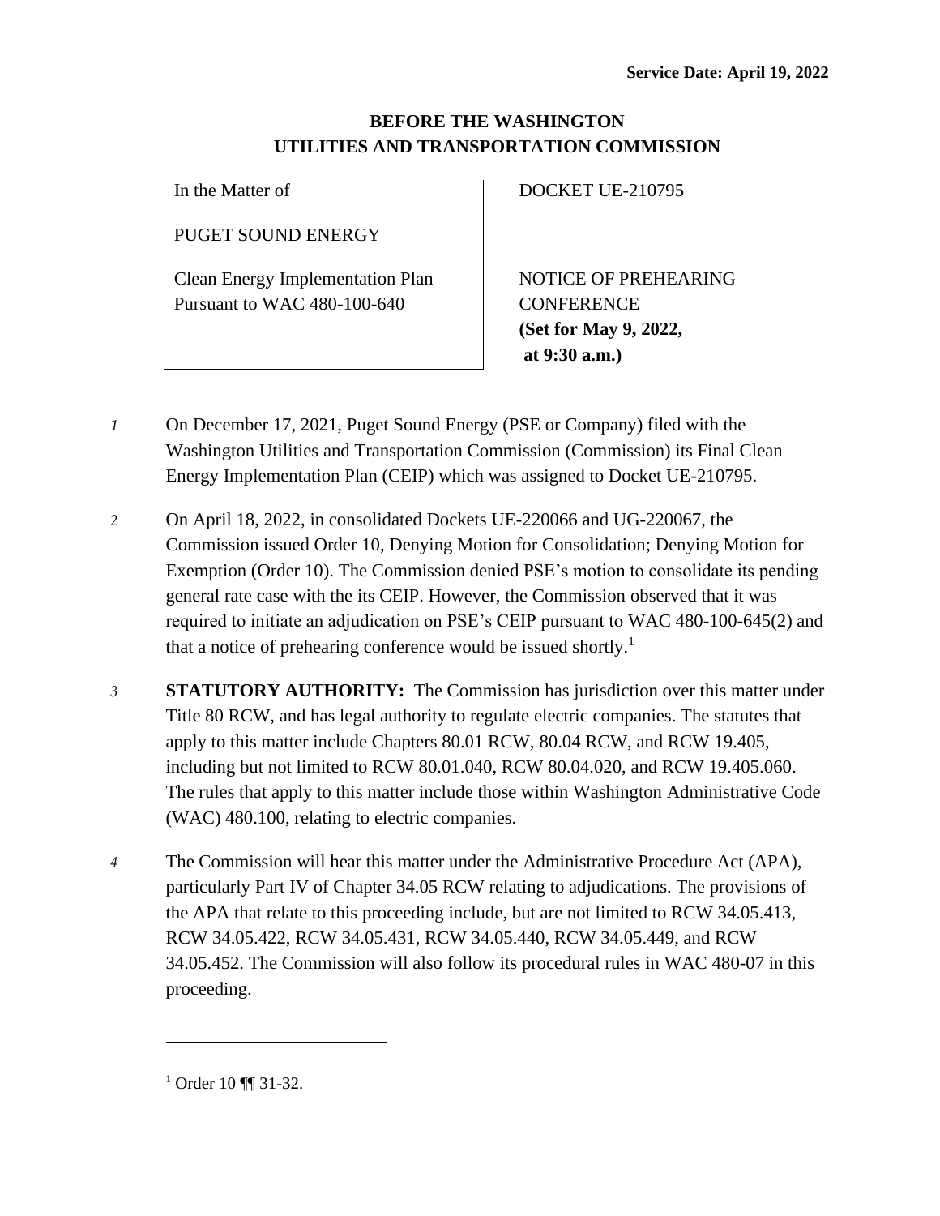**Service Date: April 19, 2022**

**BEFORE THE WASHINGTON UTILITIES AND TRANSPORTATION COMMISSION**

| In the Matter of<br><br>PUGET SOUND ENERGY<br><br>Clean Energy Implementation Plan Pursuant to WAC 480-100-640 | DOCKET UE-210795<br><br>NOTICE OF PREHEARING CONFERENCE<br>**(Set for May 9, 2022, at 9:30 a.m.)** |
|---|---|

*1* On December 17, 2021, Puget Sound Energy (PSE or Company) filed with the Washington Utilities and Transportation Commission (Commission) its Final Clean Energy Implementation Plan (CEIP) which was assigned to Docket UE-210795.

*2* On April 18, 2022, in consolidated Dockets UE-220066 and UG-220067, the Commission issued Order 10, Denying Motion for Consolidation; Denying Motion for Exemption (Order 10). The Commission denied PSE's motion to consolidate its pending general rate case with the its CEIP. However, the Commission observed that it was required to initiate an adjudication on PSE's CEIP pursuant to WAC 480-100-645(2) and that a notice of prehearing conference would be issued shortly.[1]

*3* **STATUTORY AUTHORITY:** The Commission has jurisdiction over this matter under Title 80 RCW, and has legal authority to regulate electric companies. The statutes that apply to this matter include Chapters 80.01 RCW, 80.04 RCW, and RCW 19.405, including but not limited to RCW 80.01.040, RCW 80.04.020, and RCW 19.405.060. The rules that apply to this matter include those within Washington Administrative Code (WAC) 480.100, relating to electric companies.

*4* The Commission will hear this matter under the Administrative Procedure Act (APA), particularly Part IV of Chapter 34.05 RCW relating to adjudications. The provisions of the APA that relate to this proceeding include, but are not limited to RCW 34.05.413, RCW 34.05.422, RCW 34.05.431, RCW 34.05.440, RCW 34.05.449, and RCW 34.05.452. The Commission will also follow its procedural rules in WAC 480-07 in this proceeding.

---

[1] Order 10 ¶¶ 31-32.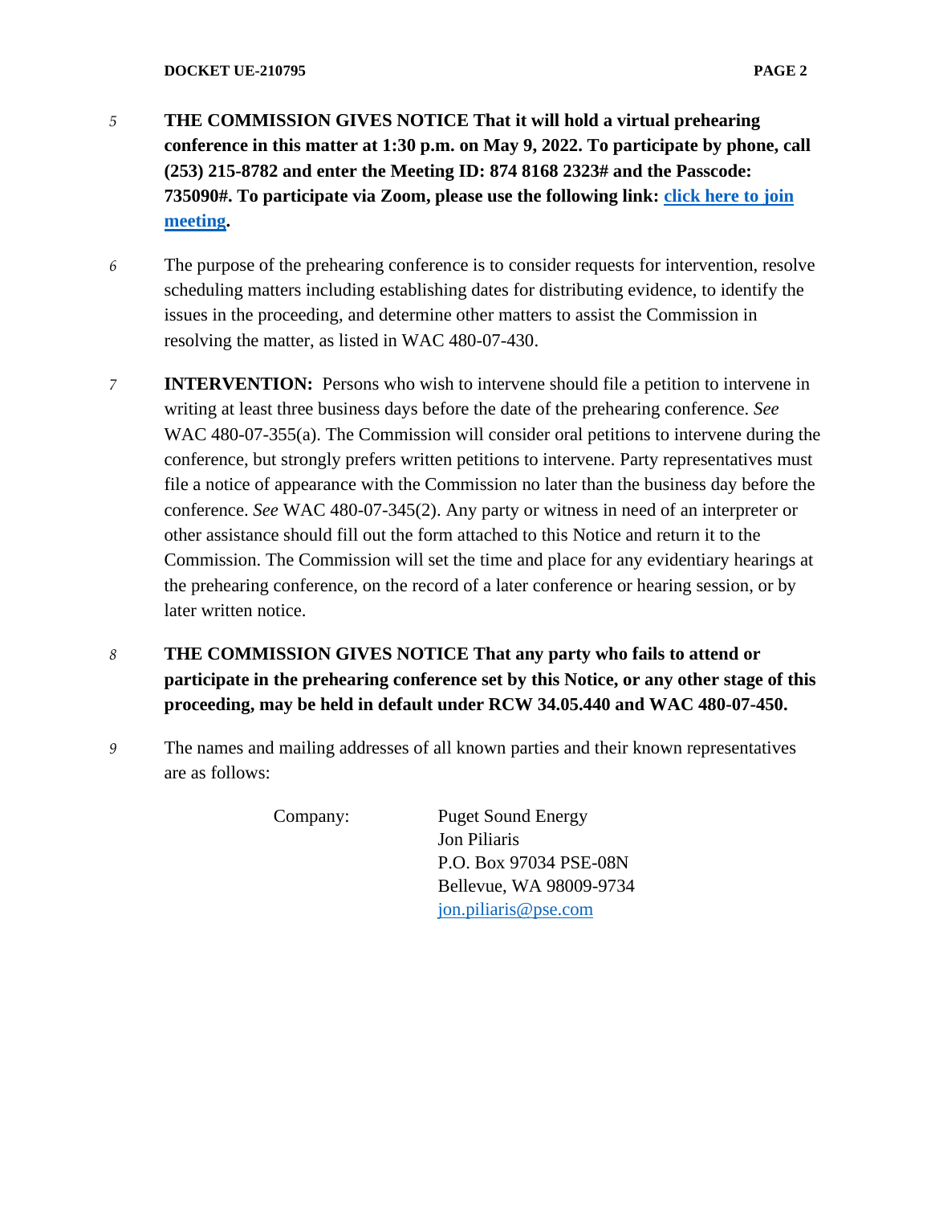5 **THE COMMISSION GIVES NOTICE That it will hold a virtual prehearing conference in this matter at 1:30 p.m. on May 9, 2022. To participate by phone, call (253) 215-8782 and enter the Meeting ID: 874 8168 2323# and the Passcode: 735090#. To participate via Zoom, please use the following link: click here to join meeting.**

6 The purpose of the prehearing conference is to consider requests for intervention, resolve scheduling matters including establishing dates for distributing evidence, to identify the issues in the proceeding, and determine other matters to assist the Commission in resolving the matter, as listed in WAC 480-07-430.

7 **INTERVENTION:** Persons who wish to intervene should file a petition to intervene in writing at least three business days before the date of the prehearing conference. *See* WAC 480-07-355(a). The Commission will consider oral petitions to intervene during the conference, but strongly prefers written petitions to intervene. Party representatives must file a notice of appearance with the Commission no later than the business day before the conference. *See* WAC 480-07-345(2). Any party or witness in need of an interpreter or other assistance should fill out the form attached to this Notice and return it to the Commission. The Commission will set the time and place for any evidentiary hearings at the prehearing conference, on the record of a later conference or hearing session, or by later written notice.

8 **THE COMMISSION GIVES NOTICE That any party who fails to attend or participate in the prehearing conference set by this Notice, or any other stage of this proceeding, may be held in default under RCW 34.05.440 and WAC 480-07-450.**

9 The names and mailing addresses of all known parties and their known representatives are as follows:

Company: Puget Sound Energy
Jon Piliaris
P.O. Box 97034 PSE-08N
Bellevue, WA 98009-9734
jon.piliaris@pse.com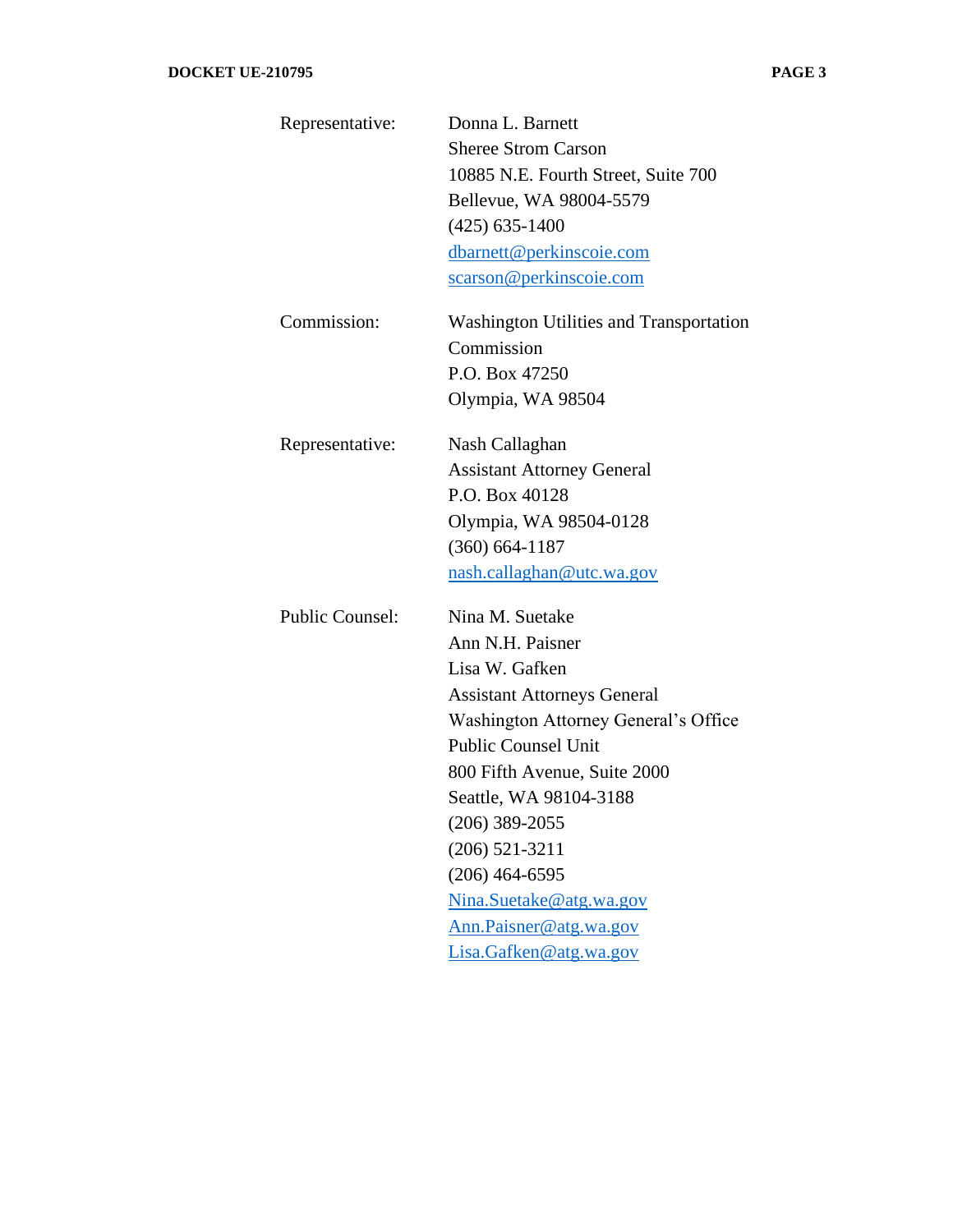| | |
|---|---|
| Representative: | Donna L. Barnett<br>Sheree Strom Carson<br>10885 N.E. Fourth Street, Suite 700<br>Bellevue, WA 98004-5579<br>(425) 635-1400<br>dbarnett@perkinscoie.com<br>scarson@perkinscoie.com |
| Commission: | Washington Utilities and Transportation Commission<br>P.O. Box 47250<br>Olympia, WA 98504 |
| Representative: | Nash Callaghan<br>Assistant Attorney General<br>P.O. Box 40128<br>Olympia, WA 98504-0128<br>(360) 664-1187<br>nash.callaghan@utc.wa.gov |
| Public Counsel: | Nina M. Suetake<br>Ann N.H. Paisner<br>Lisa W. Gafken<br>Assistant Attorneys General<br>Washington Attorney General's Office<br>Public Counsel Unit<br>800 Fifth Avenue, Suite 2000<br>Seattle, WA 98104-3188<br>(206) 389-2055<br>(206) 521-3211<br>(206) 464-6595<br>Nina.Suetake@atg.wa.gov<br>Ann.Paisner@atg.wa.gov<br>Lisa.Gafken@atg.wa.gov |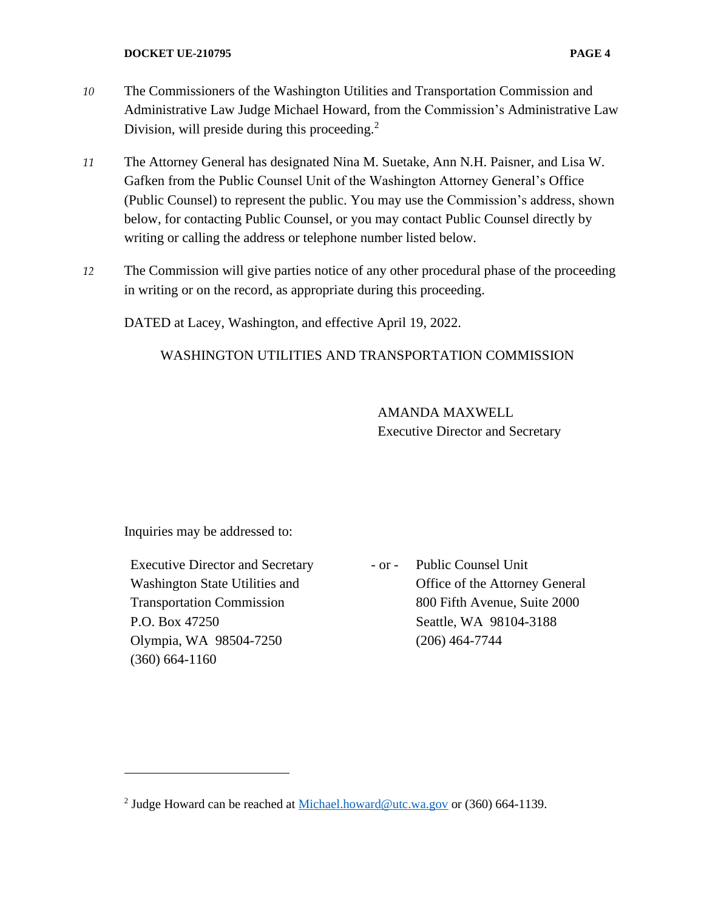10 The Commissioners of the Washington Utilities and Transportation Commission and Administrative Law Judge Michael Howard, from the Commission's Administrative Law Division, will preside during this proceeding.[2]

11 The Attorney General has designated Nina M. Suetake, Ann N.H. Paisner, and Lisa W. Gafken from the Public Counsel Unit of the Washington Attorney General's Office (Public Counsel) to represent the public. You may use the Commission's address, shown below, for contacting Public Counsel, or you may contact Public Counsel directly by writing or calling the address or telephone number listed below.

12 The Commission will give parties notice of any other procedural phase of the proceeding in writing or on the record, as appropriate during this proceeding.

DATED at Lacey, Washington, and effective April 19, 2022.

WASHINGTON UTILITIES AND TRANSPORTATION COMMISSION

AMANDA MAXWELL
Executive Director and Secretary

Inquiries may be addressed to:

Executive Director and Secretary
Washington State Utilities and Transportation Commission
P.O. Box 47250
Olympia, WA 98504-7250
(360) 664-1160

\- or -

Public Counsel Unit
Office of the Attorney General
800 Fifth Avenue, Suite 2000
Seattle, WA 98104-3188
(206) 464-7744

---

[2] Judge Howard can be reached at Michael.howard@utc.wa.gov or (360) 664-1139.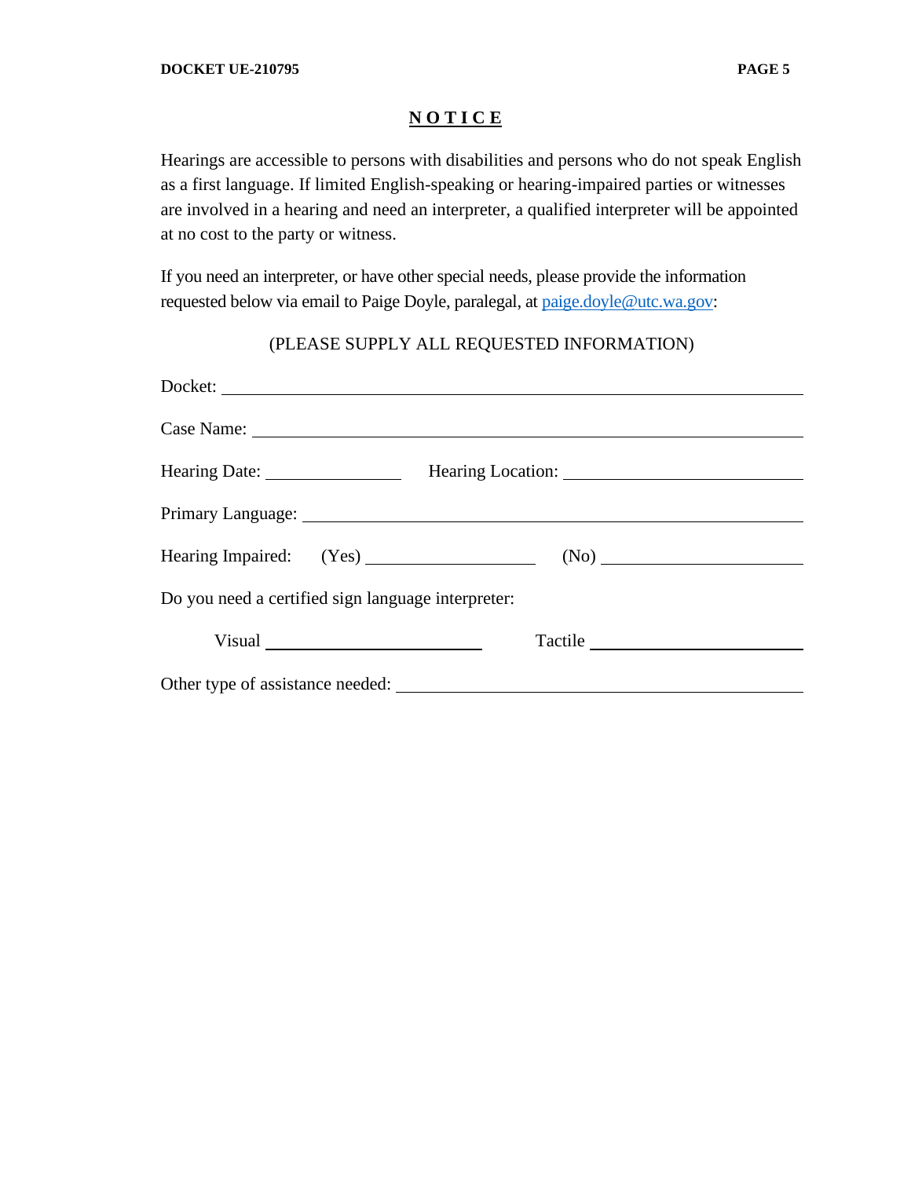## NOTICE

Hearings are accessible to persons with disabilities and persons who do not speak English as a first language. If limited English-speaking or hearing-impaired parties or witnesses are involved in a hearing and need an interpreter, a qualified interpreter will be appointed at no cost to the party or witness.

If you need an interpreter, or have other special needs, please provide the information requested below via email to Paige Doyle, paralegal, at paige.doyle@utc.wa.gov:

(PLEASE SUPPLY ALL REQUESTED INFORMATION)

Docket: ______________________________________________

Case Name: ______________________________________________

Hearing Date: ______________ Hearing Location: ______________________

Primary Language: ______________________________________________

Hearing Impaired: (Yes) ______________ (No) ______________

Do you need a certified sign language interpreter:

Visual ______________________ Tactile ______________________

Other type of assistance needed: ______________________________________